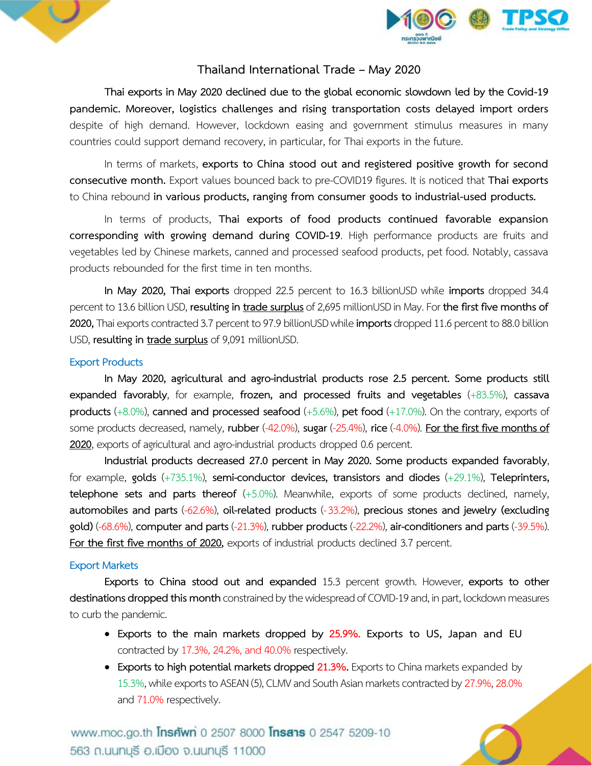# Thailand International Trade – May 2020

**Thai exports in May 2020 declined due to the global economic slowdown led by the Covid-19 pandemic. Moreover, logistics challenges and rising transportation costs delayed import orders** despite of high demand. However, lockdown easing and government stimulus measures in many countries could support demand recovery, in particular, for Thai exports in the future.

In terms of markets, **exports to China stood out and registered positive growth for second consecutive month.** Export values bounced back to pre-COVID19 figures. It is noticed that **Thai exports** to China rebound **in various products, ranging from consumer goods to industrial-used products.**

In terms of products, **Thai exports of food products continued favorable expansion corresponding with growing demand during COVID-19**. High performance products are fruits and vegetables led by Chinese markets, canned and processed seafood products, pet food. Notably, cassava products rebounded for the first time in ten months.

**In May 2020, Thai exports** dropped 22.5 percent to 16.3 billionUSD while **imports** dropped 34.4 percent to 13.6 billion USD, **resulting in** <u>**trade surplus**</u> of 2,695 millionUSD in May. For **the first five months of 2020,** Thai exports contracted 3.7 percent to 97.9 billionUSD while **imports** dropped 11.6 percent to 88.0 billion USD, **resulting in** <u>**trade surplus**</u> of 9,091 millionUSD.

## Export Products

**In May 2020, agricultural and agro-industrial products rose 2.5 percent. Some products still expanded favorably**, for example, **frozen, and processed fruits and vegetables** (+83.5%), **cassava products** (+8.0%), **canned and processed seafood** (+5.6%), **pet food** (+17.0%). On the contrary, exports of some products decreased, namely, **rubber** (-42.0%), **sugar** (-25.4%), **rice** (-4.0%). <u>For the first five months of 2020</u>, exports of agricultural and agro-industrial products dropped 0.6 percent.

**Industrial products decreased 27.0 percent in May 2020. Some products expanded favorably**, for example, **golds** (+735.1%), **semi-conductor devices, transistors and diodes** (+29.1%), **Teleprinters, telephone sets and parts thereof** (+5.0%). Meanwhile, exports of some products declined, namely, **automobiles and parts** (-62.6%), **oil-related products** (-33.2%), **precious stones and jewelry (excluding gold)** (-68.6%), **computer and parts** (-21.3%), **rubber products** (-22.2%), **air-conditioners and parts** (-39.5%). <u>**For the first five months of 2020,**</u> exports of industrial products declined 3.7 percent.

## Export Markets

**Exports to China stood out and expanded** 15.3 percent growth. However, **exports to other destinations dropped this month** constrained by the widespread of COVID-19 and, in part, lockdown measures to curb the pandemic.

- **Exports to the main markets dropped by 25.9%. Exports to US, Japan and EU** contracted by 17.3%, 24.2%, and 40.0% respectively.
- **Exports to high potential markets dropped 21.3%.** Exports to China markets expanded by 15.3%, while exports to ASEAN (5), CLMV and South Asian markets contracted by 27.9%, 28.0% and 71.0% respectively.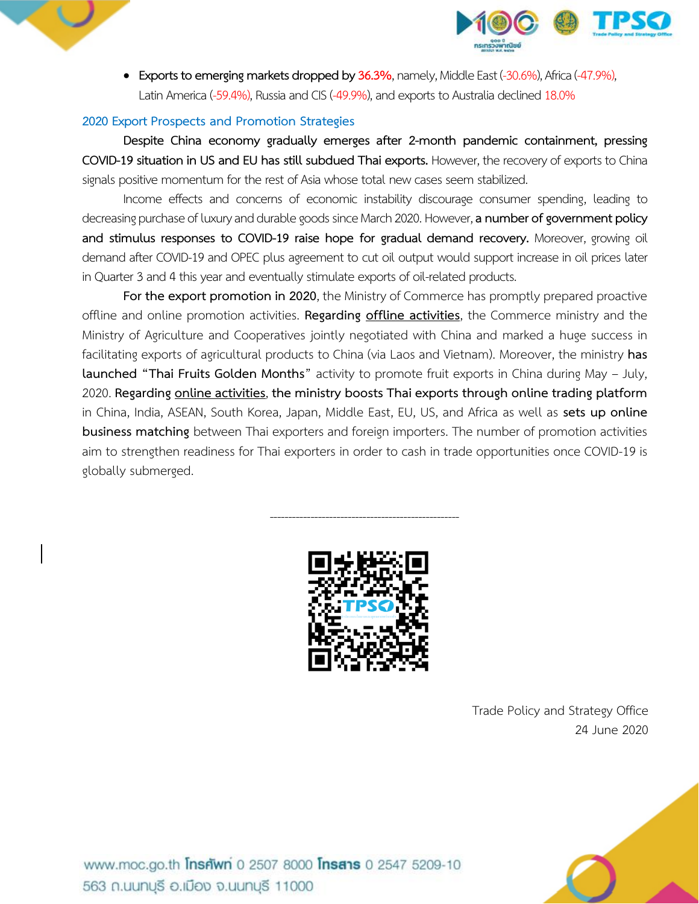- **Exports to emerging markets dropped by 36.3%**, namely, Middle East (-30.6%), Africa (-47.9%), Latin America (-59.4%), Russia and CIS (-49.9%), and exports to Australia declined 18.0%

## 2020 Export Prospects and Promotion Strategies

**Despite China economy gradually emerges after 2-month pandemic containment, pressing COVID-19 situation in US and EU has still subdued Thai exports.** However, the recovery of exports to China signals positive momentum for the rest of Asia whose total new cases seem stabilized.

Income effects and concerns of economic instability discourage consumer spending, leading to decreasing purchase of luxury and durable goods since March 2020. However, **a number of government policy and stimulus responses to COVID-19 raise hope for gradual demand recovery.** Moreover, growing oil demand after COVID-19 and OPEC plus agreement to cut oil output would support increase in oil prices later in Quarter 3 and 4 this year and eventually stimulate exports of oil-related products.

**For the export promotion in 2020**, the Ministry of Commerce has promptly prepared proactive offline and online promotion activities. **Regarding offline activities**, the Commerce ministry and the Ministry of Agriculture and Cooperatives jointly negotiated with China and marked a huge success in facilitating exports of agricultural products to China (via Laos and Vietnam). Moreover, the ministry **has launched "Thai Fruits Golden Months"** activity to promote fruit exports in China during May – July, 2020. **Regarding online activities, the ministry boosts Thai exports through online trading platform** in China, India, ASEAN, South Korea, Japan, Middle East, EU, US, and Africa as well as **sets up online business matching** between Thai exporters and foreign importers. The number of promotion activities aim to strengthen readiness for Thai exporters in order to cash in trade opportunities once COVID-19 is globally submerged.

---

Trade Policy and Strategy Office
24 June 2020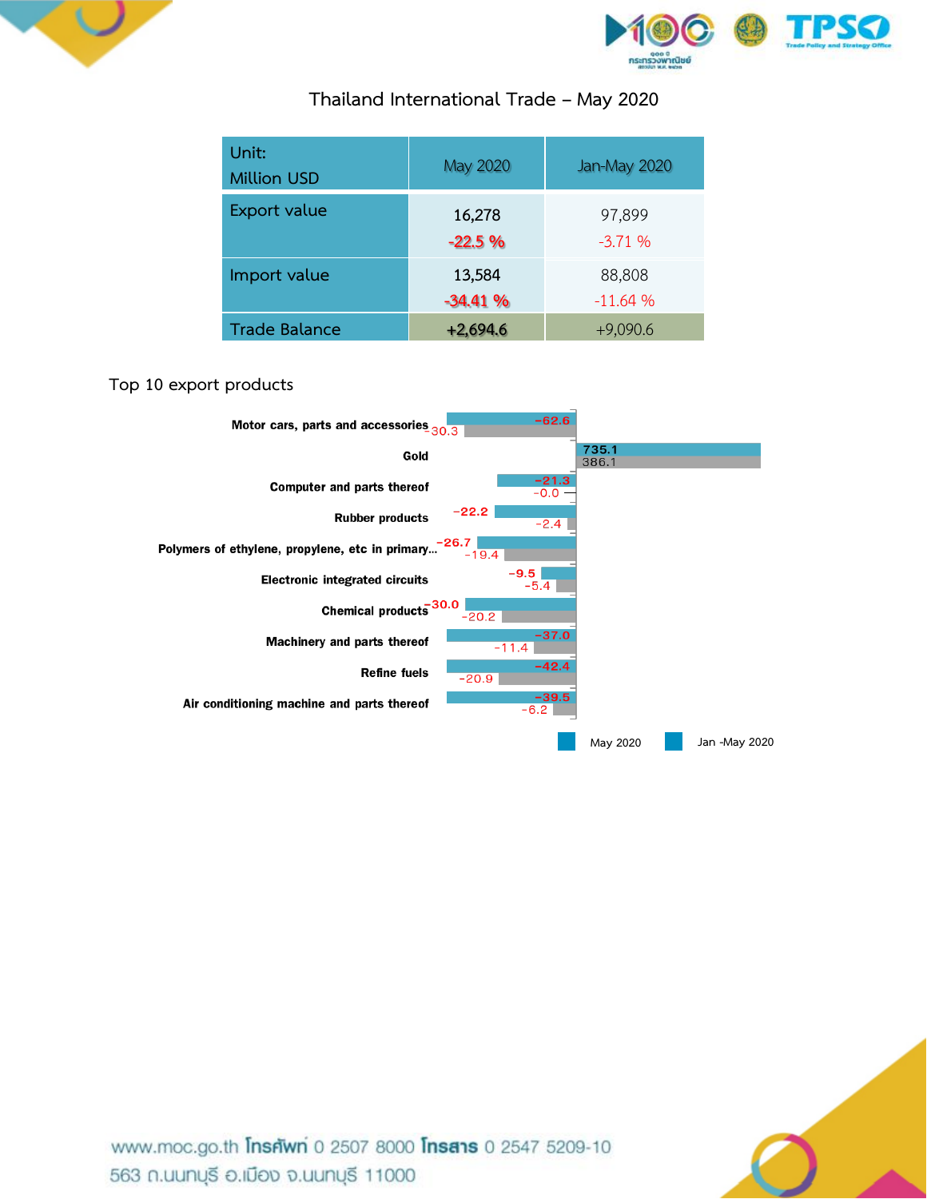# Thailand International Trade – May 2020

| Unit: Million USD | May 2020 | Jan-May 2020 |
|---|---|---|
| Export value | 16,278<br>-22.5 % | 97,899<br>-3.71 % |
| Import value | 13,584<br>-34.41 % | 88,808<br>-11.64 % |
| Trade Balance | +2,694.6 | +9,090.6 |

## Top 10 export products

Motor cars, parts and accessories -62.6 -30.3

Gold 735.1 386.1

Computer and parts thereof -21.3 -0.0

Rubber products -22.2 -2.4

Polymers of ethylene, propylene, etc in primary... -26.7 -19.4

Electronic integrated circuits -9.5 -5.4

Chemical products -30.0 -20.2

Machinery and parts thereof -37.0 -11.4

Refine fuels -42.4 -20.9

Air conditioning machine and parts thereof -39.5 -6.2

May 2020 Jan -May 2020

www.moc.go.th โทรศัพท์ 0 2507 8000 โทรสาร 0 2547 5209-10
563 ถ.นนทบุรี อ.เมือง จ.นนทบุรี 11000